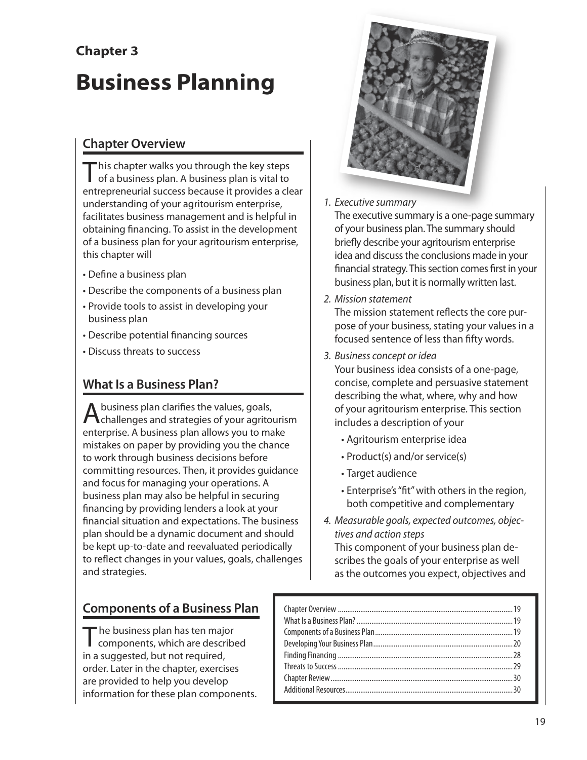Chapter 3

# Business Planning

## Chapter Overview

This chapter walks you through the key steps of a business plan. A business plan is vital to entrepreneurial success because it provides a clear understanding of your agritourism enterprise, facilitates business management and is helpful in obtaining financing. To assist in the development of a business plan for your agritourism enterprise, this chapter will

- Define a business plan
- Describe the components of a business plan
- Provide tools to assist in developing your business plan
- Describe potential financing sources
- Discuss threats to success

## What Is a Business Plan?

A business plan clarifies the values, goals, challenges and strategies of your agritourism enterprise. A business plan allows you to make mistakes on paper by providing you the chance to work through business decisions before committing resources. Then, it provides guidance and focus for managing your operations. A business plan may also be helpful in securing financing by providing lenders a look at your financial situation and expectations. The business plan should be a dynamic document and should be kept up-to-date and reevaluated periodically to reflect changes in your values, goals, challenges and strategies.

## Components of a Business Plan

The business plan has ten major components, which are described in a suggested, but not required, order. Later in the chapter, exercises are provided to help you develop information for these plan components.

1. *Executive summary*
   The executive summary is a one-page summary of your business plan. The summary should briefly describe your agritourism enterprise idea and discuss the conclusions made in your financial strategy. This section comes first in your business plan, but it is normally written last.

2. *Mission statement*
   The mission statement reflects the core purpose of your business, stating your values in a focused sentence of less than fifty words.

3. *Business concept or idea*
   Your business idea consists of a one-page, concise, complete and persuasive statement describing the what, where, why and how of your agritourism enterprise. This section includes a description of your
   - Agritourism enterprise idea
   - Product(s) and/or service(s)
   - Target audience
   - Enterprise's "fit" with others in the region, both competitive and complementary

4. *Measurable goals, expected outcomes, objectives and action steps*
   This component of your business plan describes the goals of your enterprise as well as the outcomes you expect, objectives and

| | |
|---|---|
| Chapter Overview | 19 |
| What Is a Business Plan? | 19 |
| Components of a Business Plan | 19 |
| Developing Your Business Plan | 20 |
| Finding Financing | 28 |
| Threats to Success | 29 |
| Chapter Review | 30 |
| Additional Resources | 30 |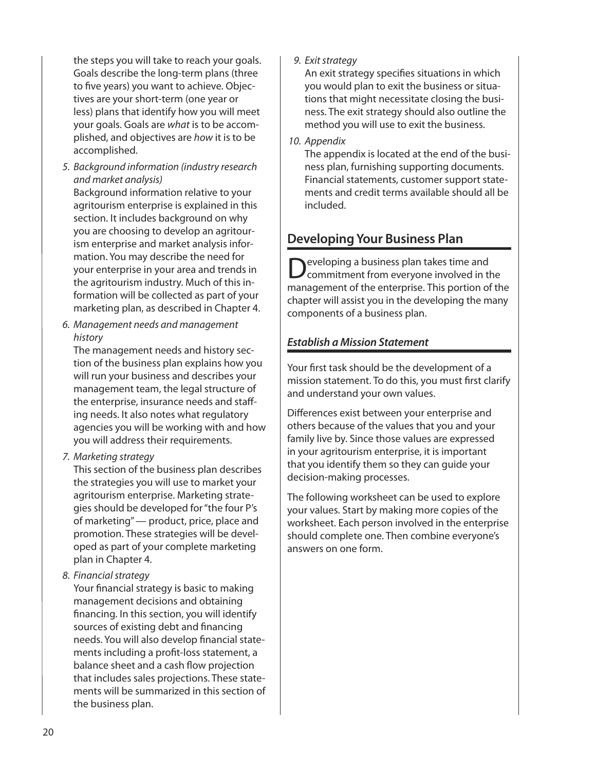the steps you will take to reach your goals. Goals describe the long-term plans (three to five years) you want to achieve. Objectives are your short-term (one year or less) plans that identify how you will meet your goals. Goals are *what* is to be accomplished, and objectives are *how* it is to be accomplished.

5. *Background information (industry research and market analysis)*
   Background information relative to your agritourism enterprise is explained in this section. It includes background on why you are choosing to develop an agritourism enterprise and market analysis information. You may describe the need for your enterprise in your area and trends in the agritourism industry. Much of this information will be collected as part of your marketing plan, as described in Chapter 4.

6. *Management needs and management history*
   The management needs and history section of the business plan explains how you will run your business and describes your management team, the legal structure of the enterprise, insurance needs and staffing needs. It also notes what regulatory agencies you will be working with and how you will address their requirements.

7. *Marketing strategy*
   This section of the business plan describes the strategies you will use to market your agritourism enterprise. Marketing strategies should be developed for "the four P's of marketing" — product, price, place and promotion. These strategies will be developed as part of your complete marketing plan in Chapter 4.

8. *Financial strategy*
   Your financial strategy is basic to making management decisions and obtaining financing. In this section, you will identify sources of existing debt and financing needs. You will also develop financial statements including a profit-loss statement, a balance sheet and a cash flow projection that includes sales projections. These statements will be summarized in this section of the business plan.

9. *Exit strategy*
   An exit strategy specifies situations in which you would plan to exit the business or situations that might necessitate closing the business. The exit strategy should also outline the method you will use to exit the business.

10. *Appendix*
    The appendix is located at the end of the business plan, furnishing supporting documents. Financial statements, customer support statements and credit terms available should all be included.

## Developing Your Business Plan

Developing a business plan takes time and commitment from everyone involved in the management of the enterprise. This portion of the chapter will assist you in the developing the many components of a business plan.

### *Establish a Mission Statement*

Your first task should be the development of a mission statement. To do this, you must first clarify and understand your own values.

Differences exist between your enterprise and others because of the values that you and your family live by. Since those values are expressed in your agritourism enterprise, it is important that you identify them so they can guide your decision-making processes.

The following worksheet can be used to explore your values. Start by making more copies of the worksheet. Each person involved in the enterprise should complete one. Then combine everyone's answers on one form.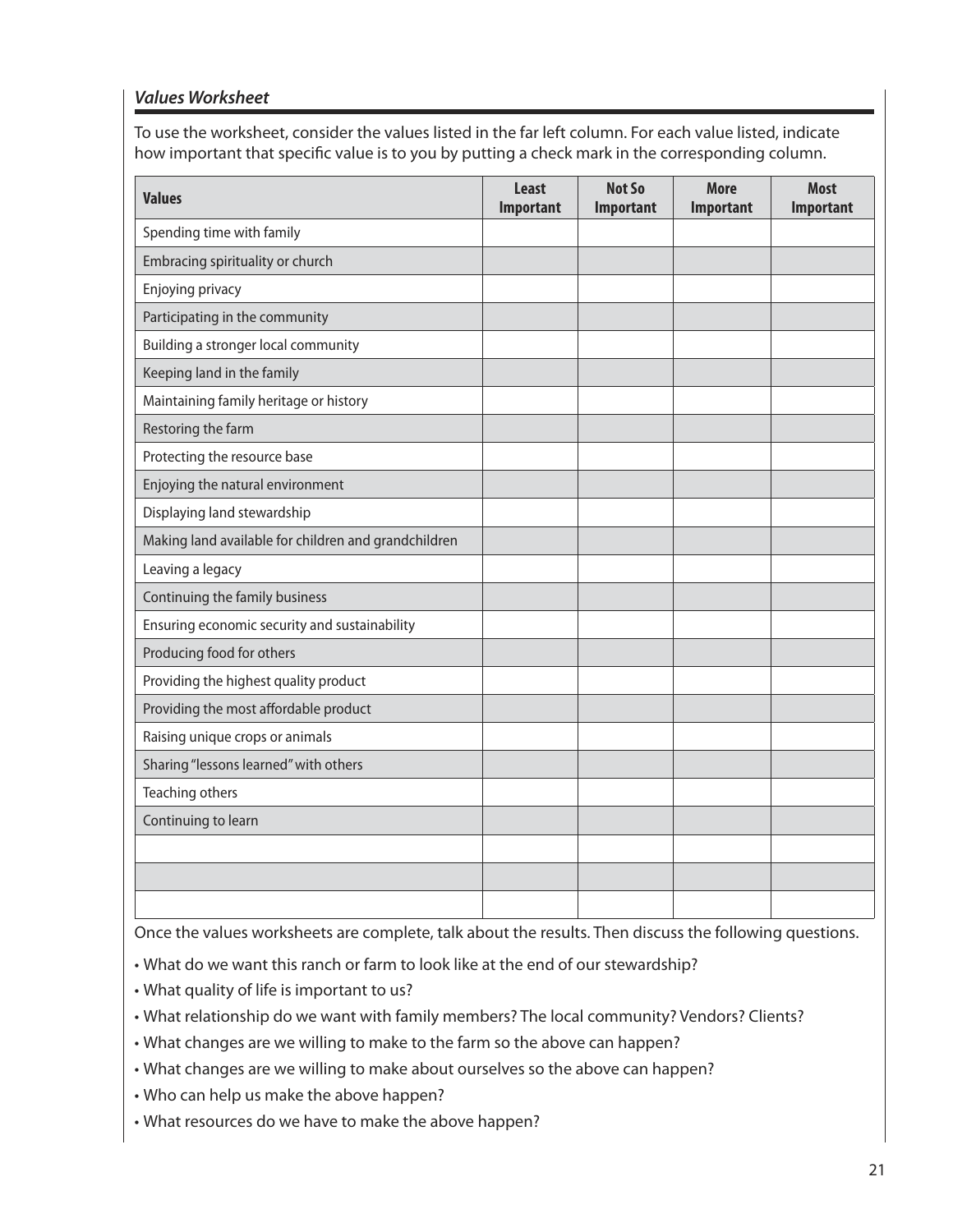***Values Worksheet***

To use the worksheet, consider the values listed in the far left column. For each value listed, indicate how important that specific value is to you by putting a check mark in the corresponding column.

| Values | Least Important | Not So Important | More Important | Most Important |
|---|---|---|---|---|
| Spending time with family | | | | |
| Embracing spirituality or church | | | | |
| Enjoying privacy | | | | |
| Participating in the community | | | | |
| Building a stronger local community | | | | |
| Keeping land in the family | | | | |
| Maintaining family heritage or history | | | | |
| Restoring the farm | | | | |
| Protecting the resource base | | | | |
| Enjoying the natural environment | | | | |
| Displaying land stewardship | | | | |
| Making land available for children and grandchildren | | | | |
| Leaving a legacy | | | | |
| Continuing the family business | | | | |
| Ensuring economic security and sustainability | | | | |
| Producing food for others | | | | |
| Providing the highest quality product | | | | |
| Providing the most affordable product | | | | |
| Raising unique crops or animals | | | | |
| Sharing "lessons learned" with others | | | | |
| Teaching others | | | | |
| Continuing to learn | | | | |
| | | | | |
| | | | | |
| | | | | |

Once the values worksheets are complete, talk about the results. Then discuss the following questions.

- What do we want this ranch or farm to look like at the end of our stewardship?
- What quality of life is important to us?
- What relationship do we want with family members? The local community? Vendors? Clients?
- What changes are we willing to make to the farm so the above can happen?
- What changes are we willing to make about ourselves so the above can happen?
- Who can help us make the above happen?
- What resources do we have to make the above happen?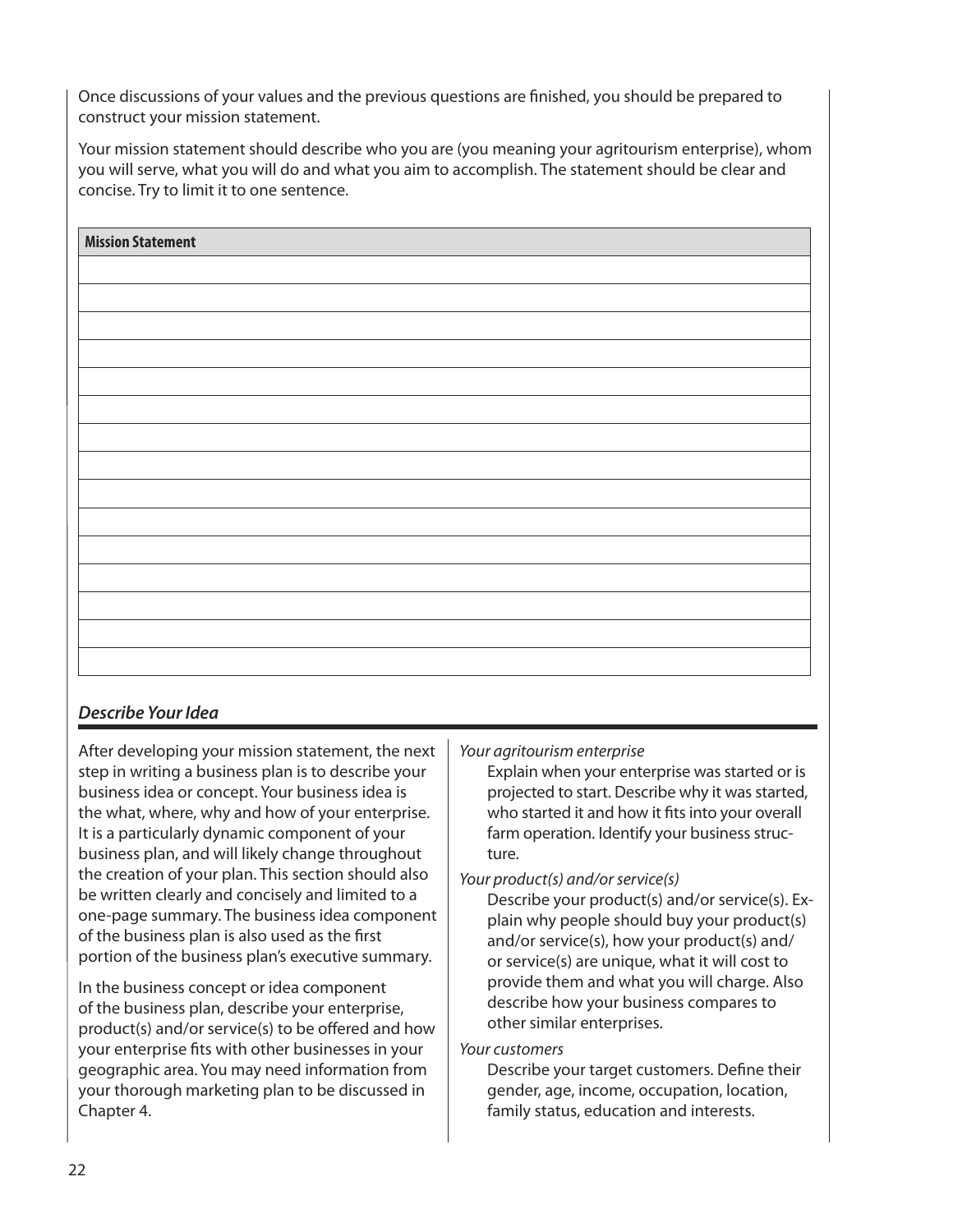Once discussions of your values and the previous questions are finished, you should be prepared to construct your mission statement.

Your mission statement should describe who you are (you meaning your agritourism enterprise), whom you will serve, what you will do and what you aim to accomplish. The statement should be clear and concise. Try to limit it to one sentence.

| **Mission Statement** |
| --- |
| |
| |
| |
| |
| |
| |
| |
| |
| |
| |
| |
| |
| |
| |
| |

### *Describe Your Idea*

After developing your mission statement, the next step in writing a business plan is to describe your business idea or concept. Your business idea is the what, where, why and how of your enterprise. It is a particularly dynamic component of your business plan, and will likely change throughout the creation of your plan. This section should also be written clearly and concisely and limited to a one-page summary. The business idea component of the business plan is also used as the first portion of the business plan's executive summary.

In the business concept or idea component of the business plan, describe your enterprise, product(s) and/or service(s) to be offered and how your enterprise fits with other businesses in your geographic area. You may need information from your thorough marketing plan to be discussed in Chapter 4.

*Your agritourism enterprise*

Explain when your enterprise was started or is projected to start. Describe why it was started, who started it and how it fits into your overall farm operation. Identify your business structure.

*Your product(s) and/or service(s)*

Describe your product(s) and/or service(s). Explain why people should buy your product(s) and/or service(s), how your product(s) and/or service(s) are unique, what it will cost to provide them and what you will charge. Also describe how your business compares to other similar enterprises.

*Your customers*

Describe your target customers. Define their gender, age, income, occupation, location, family status, education and interests.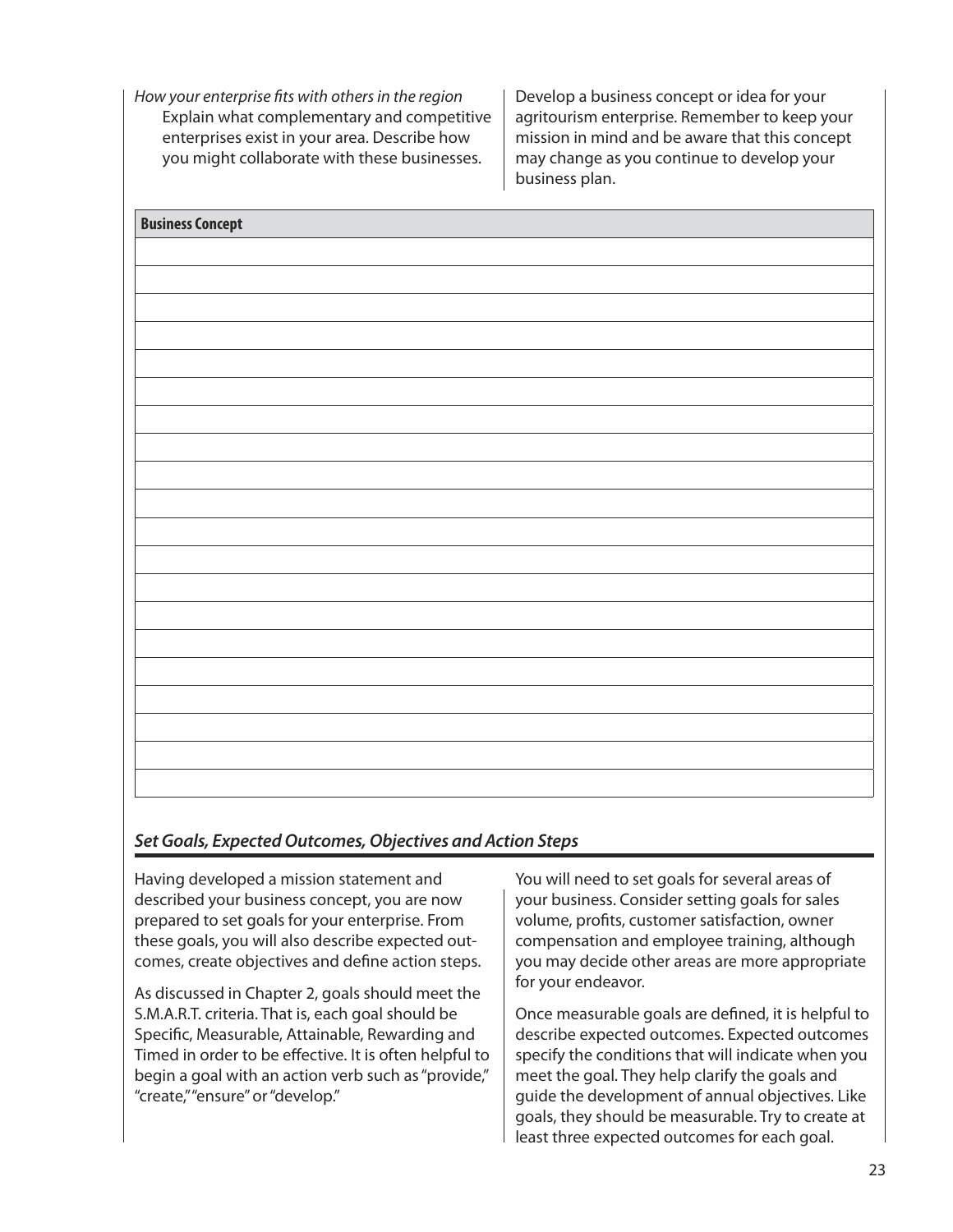*How your enterprise fits with others in the region*

Explain what complementary and competitive enterprises exist in your area. Describe how you might collaborate with these businesses.

Develop a business concept or idea for your agritourism enterprise. Remember to keep your mission in mind and be aware that this concept may change as you continue to develop your business plan.

| **Business Concept** |
|---|
| |
| |
| |
| |
| |
| |
| |
| |
| |
| |
| |
| |
| |
| |
| |
| |
| |
| |
| |
| |

### *Set Goals, Expected Outcomes, Objectives and Action Steps*

Having developed a mission statement and described your business concept, you are now prepared to set goals for your enterprise. From these goals, you will also describe expected outcomes, create objectives and define action steps.

As discussed in Chapter 2, goals should meet the S.M.A.R.T. criteria. That is, each goal should be Specific, Measurable, Attainable, Rewarding and Timed in order to be effective. It is often helpful to begin a goal with an action verb such as "provide," "create," "ensure" or "develop."

You will need to set goals for several areas of your business. Consider setting goals for sales volume, profits, customer satisfaction, owner compensation and employee training, although you may decide other areas are more appropriate for your endeavor.

Once measurable goals are defined, it is helpful to describe expected outcomes. Expected outcomes specify the conditions that will indicate when you meet the goal. They help clarify the goals and guide the development of annual objectives. Like goals, they should be measurable. Try to create at least three expected outcomes for each goal.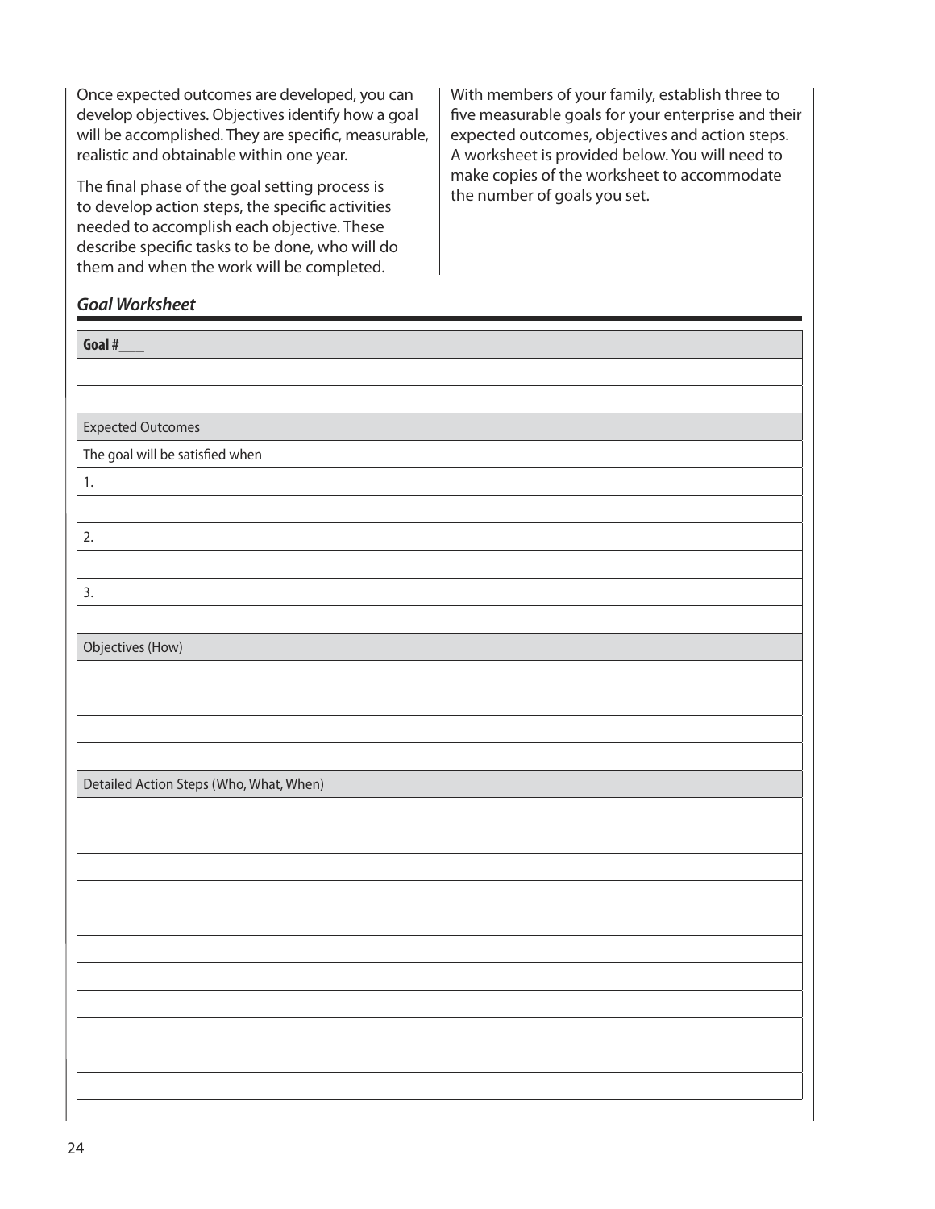Once expected outcomes are developed, you can develop objectives. Objectives identify how a goal will be accomplished. They are specific, measurable, realistic and obtainable within one year.

The final phase of the goal setting process is to develop action steps, the specific activities needed to accomplish each objective. These describe specific tasks to be done, who will do them and when the work will be completed.

With members of your family, establish three to five measurable goals for your enterprise and their expected outcomes, objectives and action steps. A worksheet is provided below. You will need to make copies of the worksheet to accommodate the number of goals you set.

### *Goal Worksheet*

| **Goal #\_\_\_\_** |
|---|
| |
| |
| Expected Outcomes |
| The goal will be satisfied when |
| 1. |
| |
| 2. |
| |
| 3. |
| |
| Objectives (How) |
| |
| |
| |
| |
| Detailed Action Steps (Who, What, When) |
| |
| |
| |
| |
| |
| |
| |
| |
| |
| |
| |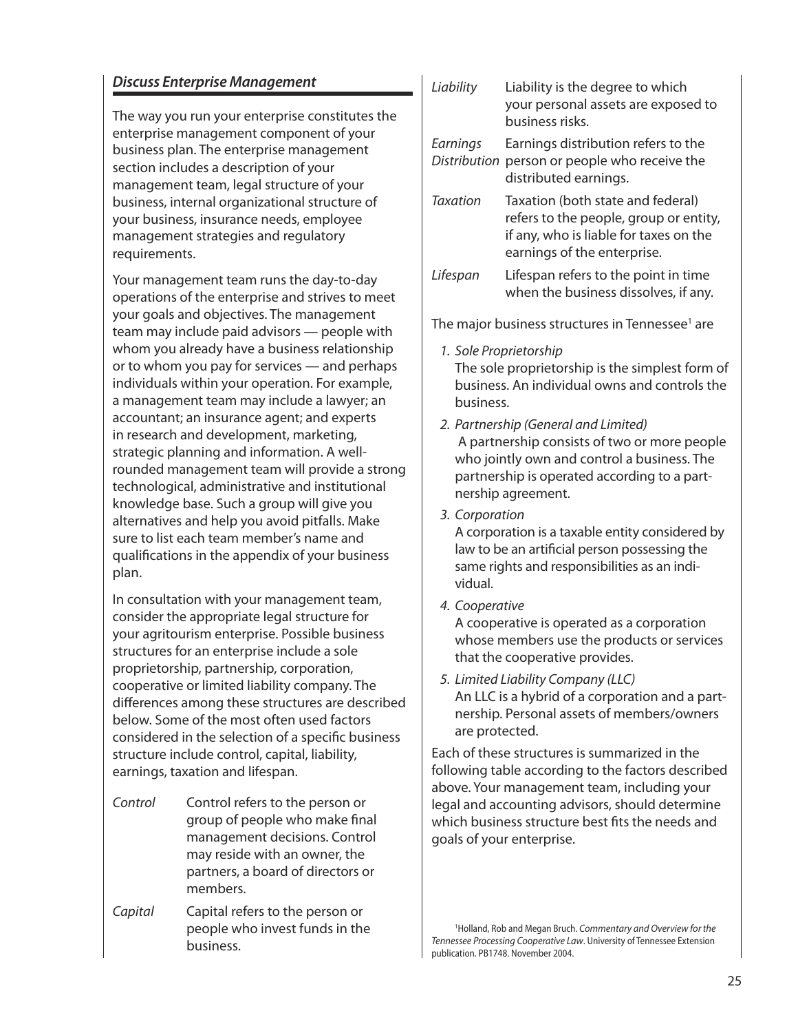### *Discuss Enterprise Management*

The way you run your enterprise constitutes the enterprise management component of your business plan. The enterprise management section includes a description of your management team, legal structure of your business, internal organizational structure of your business, insurance needs, employee management strategies and regulatory requirements.

Your management team runs the day-to-day operations of the enterprise and strives to meet your goals and objectives. The management team may include paid advisors — people with whom you already have a business relationship or to whom you pay for services — and perhaps individuals within your operation. For example, a management team may include a lawyer; an accountant; an insurance agent; and experts in research and development, marketing, strategic planning and information. A well-rounded management team will provide a strong technological, administrative and institutional knowledge base. Such a group will give you alternatives and help you avoid pitfalls. Make sure to list each team member's name and qualifications in the appendix of your business plan.

In consultation with your management team, consider the appropriate legal structure for your agritourism enterprise. Possible business structures for an enterprise include a sole proprietorship, partnership, corporation, cooperative or limited liability company. The differences among these structures are described below. Some of the most often used factors considered in the selection of a specific business structure include control, capital, liability, earnings, taxation and lifespan.

*Control* — Control refers to the person or group of people who make final management decisions. Control may reside with an owner, the partners, a board of directors or members.

*Capital* — Capital refers to the person or people who invest funds in the business.

*Liability* — Liability is the degree to which your personal assets are exposed to business risks.

*Earnings Distribution* — Earnings distribution refers to the person or people who receive the distributed earnings.

*Taxation* — Taxation (both state and federal) refers to the people, group or entity, if any, who is liable for taxes on the earnings of the enterprise.

*Lifespan* — Lifespan refers to the point in time when the business dissolves, if any.

The major business structures in Tennessee[1] are

1. *Sole Proprietorship*
   The sole proprietorship is the simplest form of business. An individual owns and controls the business.
2. *Partnership (General and Limited)*
   A partnership consists of two or more people who jointly own and control a business. The partnership is operated according to a partnership agreement.
3. *Corporation*
   A corporation is a taxable entity considered by law to be an artificial person possessing the same rights and responsibilities as an individual.
4. *Cooperative*
   A cooperative is operated as a corporation whose members use the products or services that the cooperative provides.
5. *Limited Liability Company (LLC)*
   An LLC is a hybrid of a corporation and a partnership. Personal assets of members/owners are protected.

Each of these structures is summarized in the following table according to the factors described above. Your management team, including your legal and accounting advisors, should determine which business structure best fits the needs and goals of your enterprise.

[1] Holland, Rob and Megan Bruch. *Commentary and Overview for the Tennessee Processing Cooperative Law*. University of Tennessee Extension publication. PB1748. November 2004.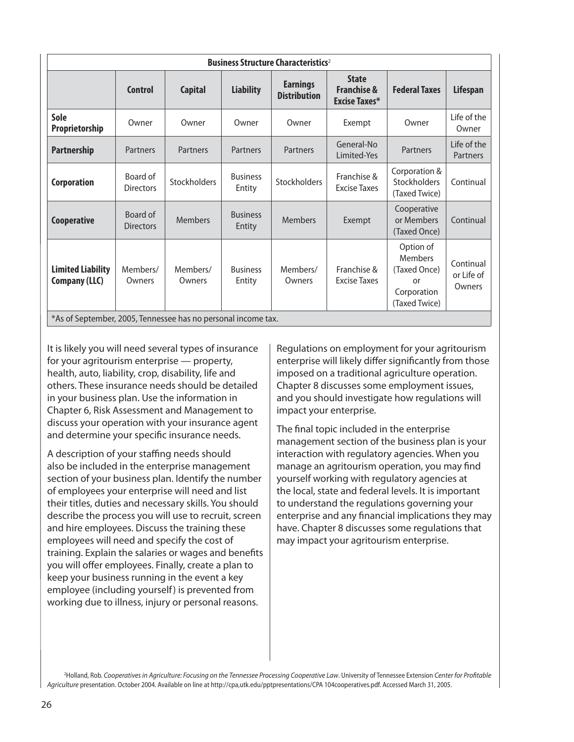**Business Structure Characteristics**[2]

| | Control | Capital | Liability | Earnings Distribution | State Franchise & Excise Taxes* | Federal Taxes | Lifespan |
|---|---|---|---|---|---|---|---|
| **Sole Proprietorship** | Owner | Owner | Owner | Owner | Exempt | Owner | Life of the Owner |
| **Partnership** | Partners | Partners | Partners | Partners | General-No Limited-Yes | Partners | Life of the Partners |
| **Corporation** | Board of Directors | Stockholders | Business Entity | Stockholders | Franchise & Excise Taxes | Corporation & Stockholders (Taxed Twice) | Continual |
| **Cooperative** | Board of Directors | Members | Business Entity | Members | Exempt | Cooperative or Members (Taxed Once) | Continual |
| **Limited Liability Company (LLC)** | Members/ Owners | Members/ Owners | Business Entity | Members/ Owners | Franchise & Excise Taxes | Option of Members (Taxed Once) or Corporation (Taxed Twice) | Continual or Life of Owners |

*As of September, 2005, Tennessee has no personal income tax.

It is likely you will need several types of insurance for your agritourism enterprise — property, health, auto, liability, crop, disability, life and others. These insurance needs should be detailed in your business plan. Use the information in Chapter 6, Risk Assessment and Management to discuss your operation with your insurance agent and determine your specific insurance needs.

A description of your staffing needs should also be included in the enterprise management section of your business plan. Identify the number of employees your enterprise will need and list their titles, duties and necessary skills. You should describe the process you will use to recruit, screen and hire employees. Discuss the training these employees will need and specify the cost of training. Explain the salaries or wages and benefits you will offer employees. Finally, create a plan to keep your business running in the event a key employee (including yourself) is prevented from working due to illness, injury or personal reasons.

Regulations on employment for your agritourism enterprise will likely differ significantly from those imposed on a traditional agriculture operation. Chapter 8 discusses some employment issues, and you should investigate how regulations will impact your enterprise.

The final topic included in the enterprise management section of the business plan is your interaction with regulatory agencies. When you manage an agritourism operation, you may find yourself working with regulatory agencies at the local, state and federal levels. It is important to understand the regulations governing your enterprise and any financial implications they may have. Chapter 8 discusses some regulations that may impact your agritourism enterprise.

[2] Holland, Rob. *Cooperatives in Agriculture: Focusing on the Tennessee Processing Cooperative Law*. University of Tennessee Extension *Center for Profitable Agriculture* presentation. October 2004. Available on line at http://cpa,utk.edu/pptpresentations/CPA 104cooperatives.pdf. Accessed March 31, 2005.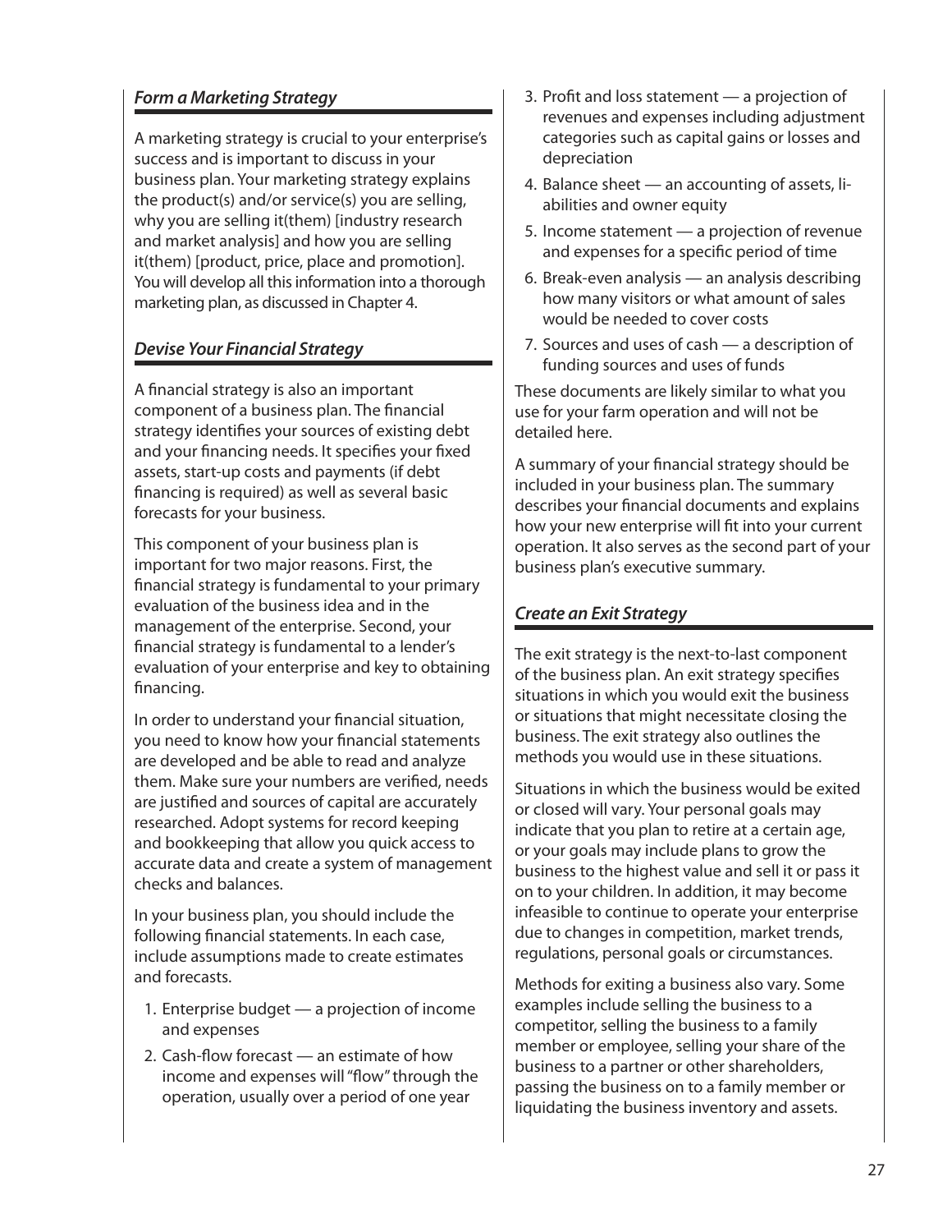### *Form a Marketing Strategy*

A marketing strategy is crucial to your enterprise's success and is important to discuss in your business plan. Your marketing strategy explains the product(s) and/or service(s) you are selling, why you are selling it(them) [industry research and market analysis] and how you are selling it(them) [product, price, place and promotion]. You will develop all this information into a thorough marketing plan, as discussed in Chapter 4.

### *Devise Your Financial Strategy*

A financial strategy is also an important component of a business plan. The financial strategy identifies your sources of existing debt and your financing needs. It specifies your fixed assets, start-up costs and payments (if debt financing is required) as well as several basic forecasts for your business.

This component of your business plan is important for two major reasons. First, the financial strategy is fundamental to your primary evaluation of the business idea and in the management of the enterprise. Second, your financial strategy is fundamental to a lender's evaluation of your enterprise and key to obtaining financing.

In order to understand your financial situation, you need to know how your financial statements are developed and be able to read and analyze them. Make sure your numbers are verified, needs are justified and sources of capital are accurately researched. Adopt systems for record keeping and bookkeeping that allow you quick access to accurate data and create a system of management checks and balances.

In your business plan, you should include the following financial statements. In each case, include assumptions made to create estimates and forecasts.

1. Enterprise budget — a projection of income and expenses
2. Cash-flow forecast — an estimate of how income and expenses will "flow" through the operation, usually over a period of one year
3. Profit and loss statement — a projection of revenues and expenses including adjustment categories such as capital gains or losses and depreciation
4. Balance sheet — an accounting of assets, liabilities and owner equity
5. Income statement — a projection of revenue and expenses for a specific period of time
6. Break-even analysis — an analysis describing how many visitors or what amount of sales would be needed to cover costs
7. Sources and uses of cash — a description of funding sources and uses of funds

These documents are likely similar to what you use for your farm operation and will not be detailed here.

A summary of your financial strategy should be included in your business plan. The summary describes your financial documents and explains how your new enterprise will fit into your current operation. It also serves as the second part of your business plan's executive summary.

### *Create an Exit Strategy*

The exit strategy is the next-to-last component of the business plan. An exit strategy specifies situations in which you would exit the business or situations that might necessitate closing the business. The exit strategy also outlines the methods you would use in these situations.

Situations in which the business would be exited or closed will vary. Your personal goals may indicate that you plan to retire at a certain age, or your goals may include plans to grow the business to the highest value and sell it or pass it on to your children. In addition, it may become infeasible to continue to operate your enterprise due to changes in competition, market trends, regulations, personal goals or circumstances.

Methods for exiting a business also vary. Some examples include selling the business to a competitor, selling the business to a family member or employee, selling your share of the business to a partner or other shareholders, passing the business on to a family member or liquidating the business inventory and assets.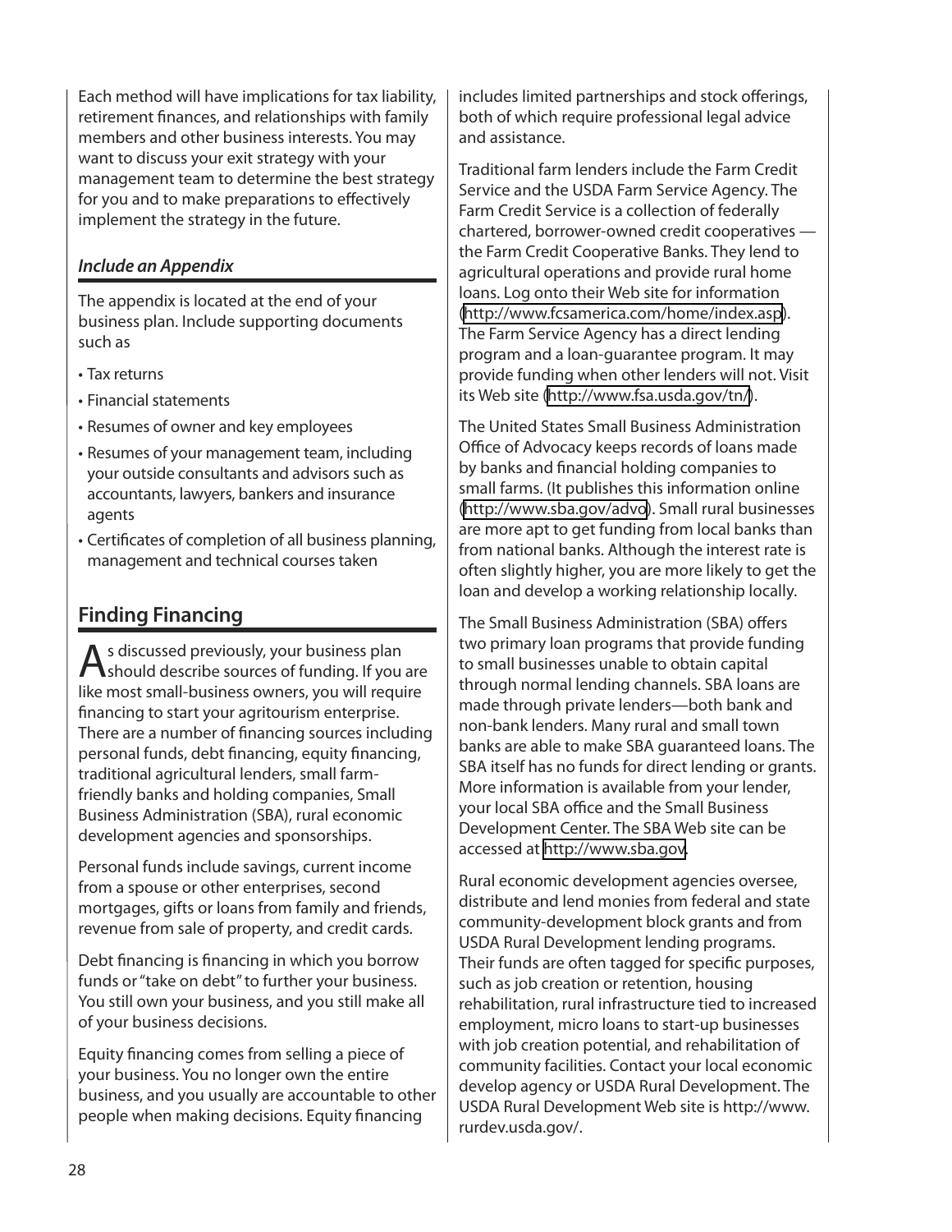Each method will have implications for tax liability, retirement finances, and relationships with family members and other business interests. You may want to discuss your exit strategy with your management team to determine the best strategy for you and to make preparations to effectively implement the strategy in the future.

### *Include an Appendix*

The appendix is located at the end of your business plan. Include supporting documents such as

- Tax returns
- Financial statements
- Resumes of owner and key employees
- Resumes of your management team, including your outside consultants and advisors such as accountants, lawyers, bankers and insurance agents
- Certificates of completion of all business planning, management and technical courses taken

## Finding Financing

As discussed previously, your business plan should describe sources of funding. If you are like most small-business owners, you will require financing to start your agritourism enterprise. There are a number of financing sources including personal funds, debt financing, equity financing, traditional agricultural lenders, small farm-friendly banks and holding companies, Small Business Administration (SBA), rural economic development agencies and sponsorships.

Personal funds include savings, current income from a spouse or other enterprises, second mortgages, gifts or loans from family and friends, revenue from sale of property, and credit cards.

Debt financing is financing in which you borrow funds or "take on debt" to further your business. You still own your business, and you still make all of your business decisions.

Equity financing comes from selling a piece of your business. You no longer own the entire business, and you usually are accountable to other people when making decisions. Equity financing includes limited partnerships and stock offerings, both of which require professional legal advice and assistance.

Traditional farm lenders include the Farm Credit Service and the USDA Farm Service Agency. The Farm Credit Service is a collection of federally chartered, borrower-owned credit cooperatives — the Farm Credit Cooperative Banks. They lend to agricultural operations and provide rural home loans. Log onto their Web site for information (http://www.fcsamerica.com/home/index.asp). The Farm Service Agency has a direct lending program and a loan-guarantee program. It may provide funding when other lenders will not. Visit its Web site (http://www.fsa.usda.gov/tn/).

The United States Small Business Administration Office of Advocacy keeps records of loans made by banks and financial holding companies to small farms. (It publishes this information online (http://www.sba.gov/advo). Small rural businesses are more apt to get funding from local banks than from national banks. Although the interest rate is often slightly higher, you are more likely to get the loan and develop a working relationship locally.

The Small Business Administration (SBA) offers two primary loan programs that provide funding to small businesses unable to obtain capital through normal lending channels. SBA loans are made through private lenders—both bank and non-bank lenders. Many rural and small town banks are able to make SBA guaranteed loans. The SBA itself has no funds for direct lending or grants. More information is available from your lender, your local SBA office and the Small Business Development Center. The SBA Web site can be accessed at http://www.sba.gov.

Rural economic development agencies oversee, distribute and lend monies from federal and state community-development block grants and from USDA Rural Development lending programs. Their funds are often tagged for specific purposes, such as job creation or retention, housing rehabilitation, rural infrastructure tied to increased employment, micro loans to start-up businesses with job creation potential, and rehabilitation of community facilities. Contact your local economic develop agency or USDA Rural Development. The USDA Rural Development Web site is http://www.rurdev.usda.gov/.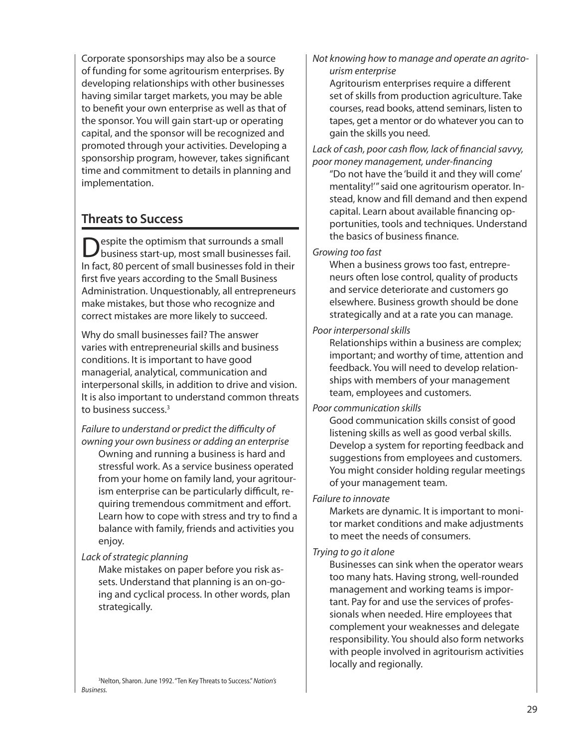Corporate sponsorships may also be a source of funding for some agritourism enterprises. By developing relationships with other businesses having similar target markets, you may be able to benefit your own enterprise as well as that of the sponsor. You will gain start-up or operating capital, and the sponsor will be recognized and promoted through your activities. Developing a sponsorship program, however, takes significant time and commitment to details in planning and implementation.

## Threats to Success

Despite the optimism that surrounds a small business start-up, most small businesses fail. In fact, 80 percent of small businesses fold in their first five years according to the Small Business Administration. Unquestionably, all entrepreneurs make mistakes, but those who recognize and correct mistakes are more likely to succeed.

Why do small businesses fail? The answer varies with entrepreneurial skills and business conditions. It is important to have good managerial, analytical, communication and interpersonal skills, in addition to drive and vision. It is also important to understand common threats to business success.[3]

*Failure to understand or predict the difficulty of owning your own business or adding an enterprise*

Owning and running a business is hard and stressful work. As a service business operated from your home on family land, your agritourism enterprise can be particularly difficult, requiring tremendous commitment and effort. Learn how to cope with stress and try to find a balance with family, friends and activities you enjoy.

*Lack of strategic planning*

Make mistakes on paper before you risk assets. Understand that planning is an on-going and cyclical process. In other words, plan strategically.

*Not knowing how to manage and operate an agritourism enterprise*

Agritourism enterprises require a different set of skills from production agriculture. Take courses, read books, attend seminars, listen to tapes, get a mentor or do whatever you can to gain the skills you need.

*Lack of cash, poor cash flow, lack of financial savvy, poor money management, under-financing*

"Do not have the 'build it and they will come' mentality!'" said one agritourism operator. Instead, know and fill demand and then expend capital. Learn about available financing opportunities, tools and techniques. Understand the basics of business finance.

*Growing too fast*

When a business grows too fast, entrepreneurs often lose control, quality of products and service deteriorate and customers go elsewhere. Business growth should be done strategically and at a rate you can manage.

*Poor interpersonal skills*

Relationships within a business are complex; important; and worthy of time, attention and feedback. You will need to develop relationships with members of your management team, employees and customers.

*Poor communication skills*

Good communication skills consist of good listening skills as well as good verbal skills. Develop a system for reporting feedback and suggestions from employees and customers. You might consider holding regular meetings of your management team.

*Failure to innovate*

Markets are dynamic. It is important to monitor market conditions and make adjustments to meet the needs of consumers.

*Trying to go it alone*

Businesses can sink when the operator wears too many hats. Having strong, well-rounded management and working teams is important. Pay for and use the services of professionals when needed. Hire employees that complement your weaknesses and delegate responsibility. You should also form networks with people involved in agritourism activities locally and regionally.

[3] Nelton, Sharon. June 1992. "Ten Key Threats to Success." *Nation's Business.*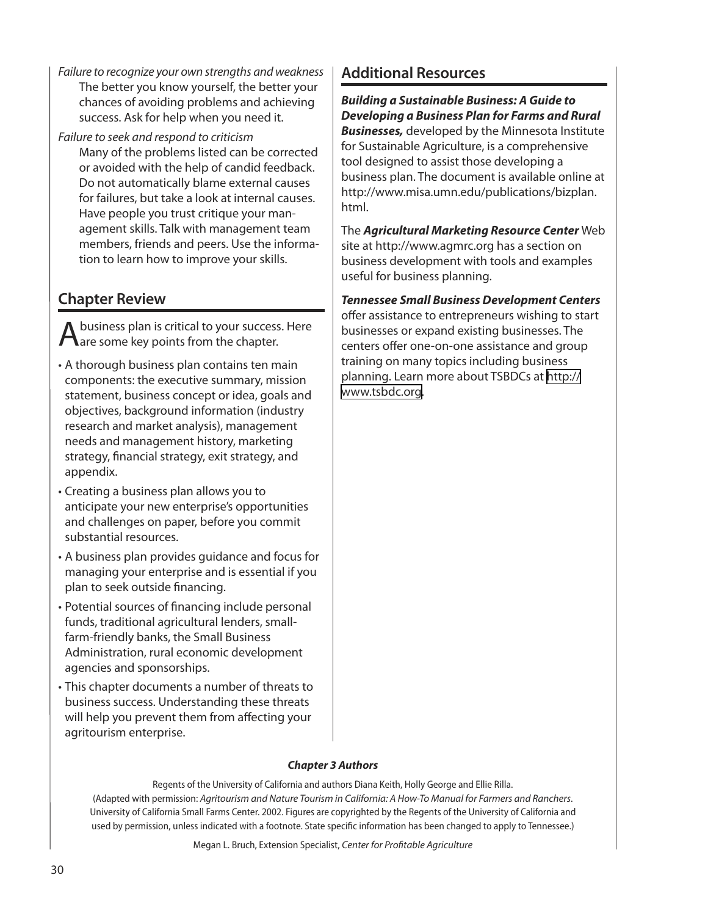*Failure to recognize your own strengths and weakness*

The better you know yourself, the better your chances of avoiding problems and achieving success. Ask for help when you need it.

*Failure to seek and respond to criticism*

Many of the problems listed can be corrected or avoided with the help of candid feedback. Do not automatically blame external causes for failures, but take a look at internal causes. Have people you trust critique your management skills. Talk with management team members, friends and peers. Use the information to learn how to improve your skills.

## Chapter Review

A business plan is critical to your success. Here are some key points from the chapter.

- A thorough business plan contains ten main components: the executive summary, mission statement, business concept or idea, goals and objectives, background information (industry research and market analysis), management needs and management history, marketing strategy, financial strategy, exit strategy, and appendix.
- Creating a business plan allows you to anticipate your new enterprise's opportunities and challenges on paper, before you commit substantial resources.
- A business plan provides guidance and focus for managing your enterprise and is essential if you plan to seek outside financing.
- Potential sources of financing include personal funds, traditional agricultural lenders, small-farm-friendly banks, the Small Business Administration, rural economic development agencies and sponsorships.
- This chapter documents a number of threats to business success. Understanding these threats will help you prevent them from affecting your agritourism enterprise.

## Additional Resources

***Building a Sustainable Business: A Guide to Developing a Business Plan for Farms and Rural Businesses,*** developed by the Minnesota Institute for Sustainable Agriculture, is a comprehensive tool designed to assist those developing a business plan. The document is available online at http://www.misa.umn.edu/publications/bizplan.html.

The ***Agricultural Marketing Resource Center*** Web site at http://www.agmrc.org has a section on business development with tools and examples useful for business planning.

***Tennessee Small Business Development Centers*** offer assistance to entrepreneurs wishing to start businesses or expand existing businesses. The centers offer one-on-one assistance and group training on many topics including business planning. Learn more about TSBDCs at http://www.tsbdc.org.

***Chapter 3 Authors***

Regents of the University of California and authors Diana Keith, Holly George and Ellie Rilla.
(Adapted with permission: *Agritourism and Nature Tourism in California: A How-To Manual for Farmers and Ranchers*. University of California Small Farms Center. 2002. Figures are copyrighted by the Regents of the University of California and used by permission, unless indicated with a footnote. State specific information has been changed to apply to Tennessee.)

Megan L. Bruch, Extension Specialist, *Center for Profitable Agriculture*